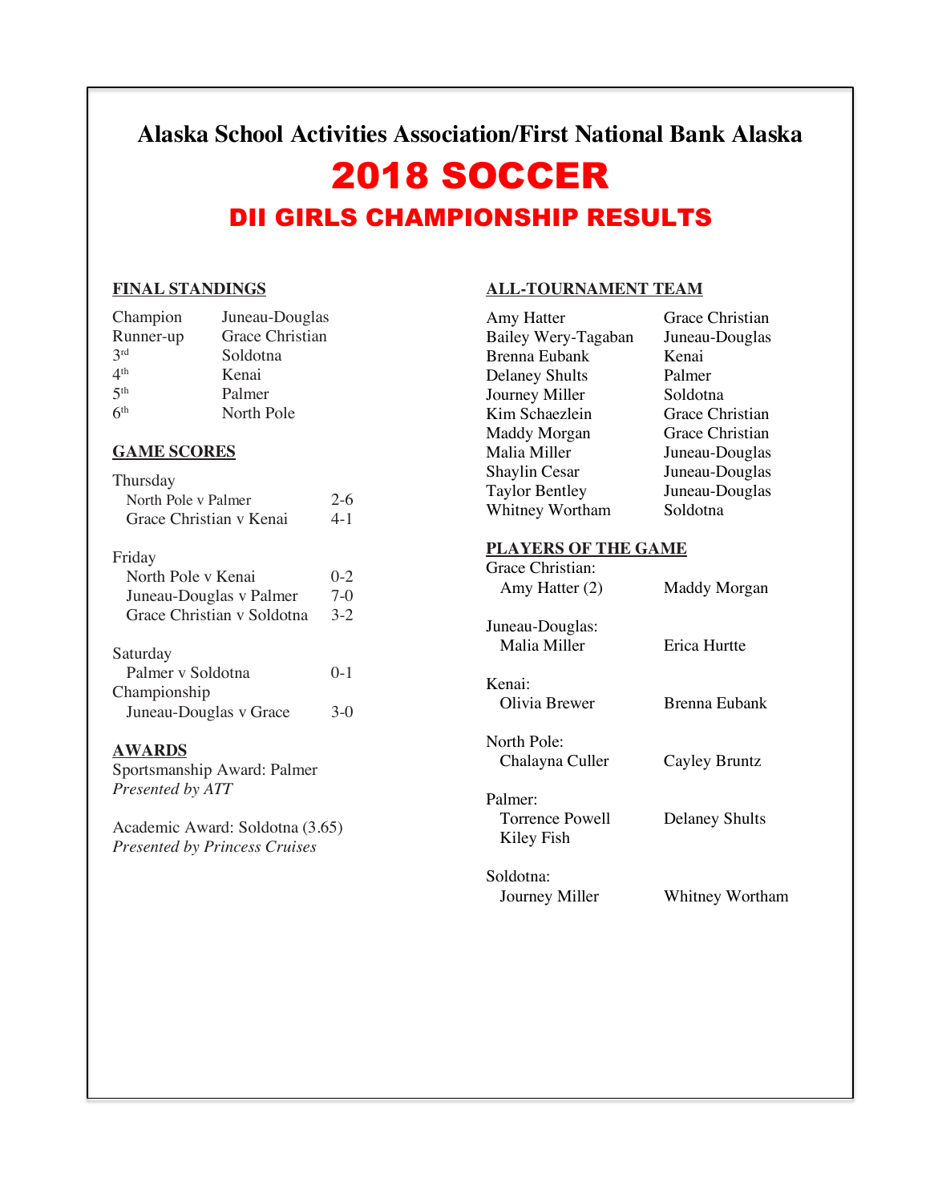# Alaska School Activities Association/First National Bank Alaska

# 2018 SOCCER

## DII GIRLS CHAMPIONSHIP RESULTS

### FINAL STANDINGS

| | |
|---|---|
| Champion | Juneau-Douglas |
| Runner-up | Grace Christian |
| 3rd | Soldotna |
| 4th | Kenai |
| 5th | Palmer |
| 6th | North Pole |

### GAME SCORES

| | |
|---|---|
| **Thursday** | |
| North Pole v Palmer | 2-6 |
| Grace Christian v Kenai | 4-1 |
| **Friday** | |
| North Pole v Kenai | 0-2 |
| Juneau-Douglas v Palmer | 7-0 |
| Grace Christian v Soldotna | 3-2 |
| **Saturday** | |
| Palmer v Soldotna | 0-1 |
| **Championship** | |
| Juneau-Douglas v Grace | 3-0 |

### AWARDS

Sportsmanship Award: Palmer
*Presented by ATT*

Academic Award: Soldotna (3.65)
*Presented by Princess Cruises*

### ALL-TOURNAMENT TEAM

| | |
|---|---|
| Amy Hatter | Grace Christian |
| Bailey Wery-Tagaban | Juneau-Douglas |
| Brenna Eubank | Kenai |
| Delaney Shults | Palmer |
| Journey Miller | Soldotna |
| Kim Schaezlein | Grace Christian |
| Maddy Morgan | Grace Christian |
| Malia Miller | Juneau-Douglas |
| Shaylin Cesar | Juneau-Douglas |
| Taylor Bentley | Juneau-Douglas |
| Whitney Wortham | Soldotna |

### PLAYERS OF THE GAME

| | |
|---|---|
| **Grace Christian:** | |
| Amy Hatter (2) | Maddy Morgan |
| **Juneau-Douglas:** | |
| Malia Miller | Erica Hurtte |
| **Kenai:** | |
| Olivia Brewer | Brenna Eubank |
| **North Pole:** | |
| Chalayna Culler | Cayley Bruntz |
| **Palmer:** | |
| Torrence Powell | Delaney Shults |
| Kiley Fish | |
| **Soldotna:** | |
| Journey Miller | Whitney Wortham |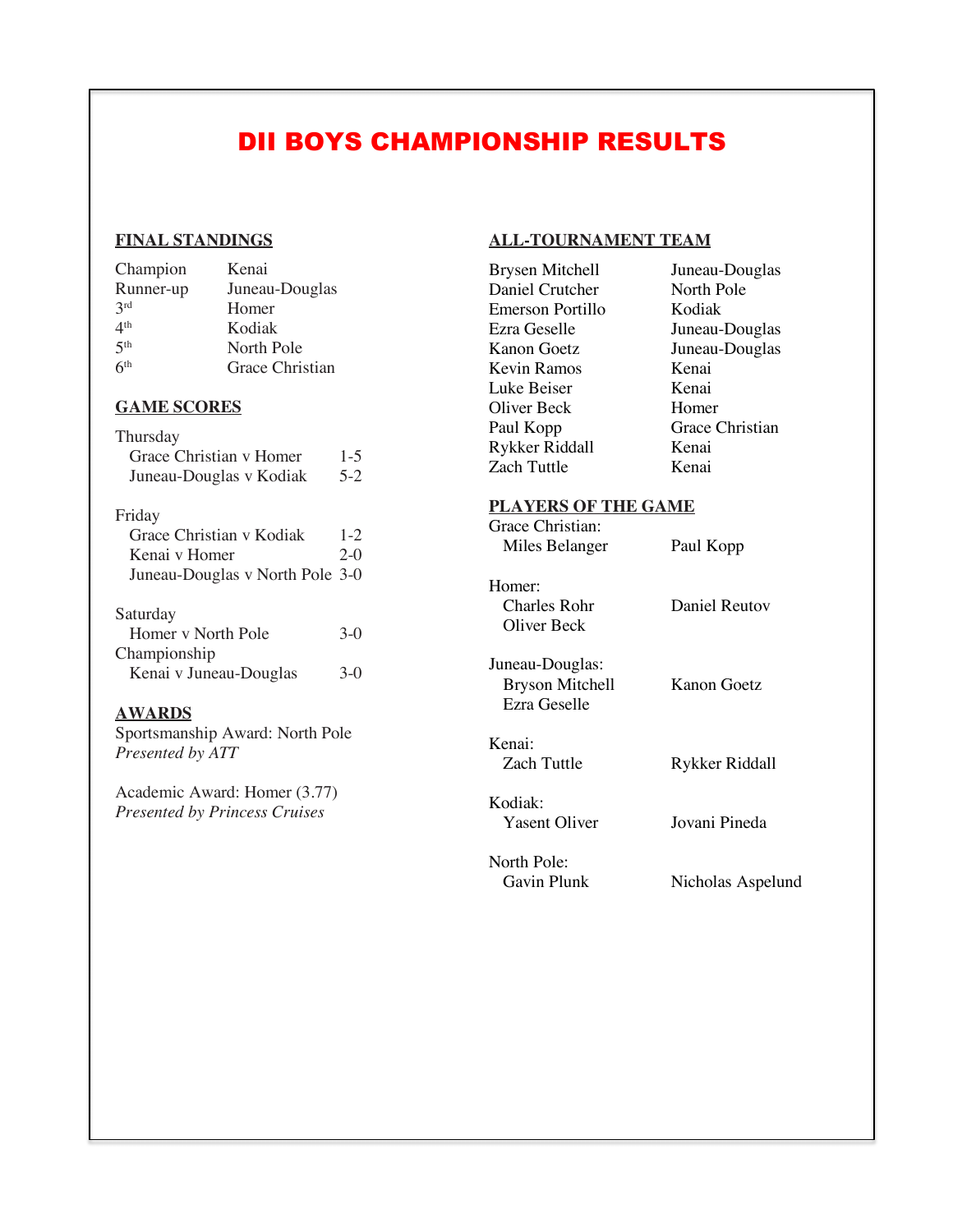# DII BOYS CHAMPIONSHIP RESULTS

## FINAL STANDINGS

| | |
|---|---|
| Champion | Kenai |
| Runner-up | Juneau-Douglas |
| 3rd | Homer |
| 4th | Kodiak |
| 5th | North Pole |
| 6th | Grace Christian |

## GAME SCORES

Thursday

| | |
|---|---|
| Grace Christian v Homer | 1-5 |
| Juneau-Douglas v Kodiak | 5-2 |

Friday

| | |
|---|---|
| Grace Christian v Kodiak | 1-2 |
| Kenai v Homer | 2-0 |
| Juneau-Douglas v North Pole | 3-0 |

Saturday

| | |
|---|---|
| Homer v North Pole | 3-0 |

Championship

| | |
|---|---|
| Kenai v Juneau-Douglas | 3-0 |

## AWARDS

Sportsmanship Award: North Pole
*Presented by ATT*

Academic Award: Homer (3.77)
*Presented by Princess Cruises*

## ALL-TOURNAMENT TEAM

| | |
|---|---|
| Brysen Mitchell | Juneau-Douglas |
| Daniel Crutcher | North Pole |
| Emerson Portillo | Kodiak |
| Ezra Geselle | Juneau-Douglas |
| Kanon Goetz | Juneau-Douglas |
| Kevin Ramos | Kenai |
| Luke Beiser | Kenai |
| Oliver Beck | Homer |
| Paul Kopp | Grace Christian |
| Rykker Riddall | Kenai |
| Zach Tuttle | Kenai |

## PLAYERS OF THE GAME

Grace Christian:
Miles Belanger — Paul Kopp

Homer:
Charles Rohr — Daniel Reutov
Oliver Beck

Juneau-Douglas:
Bryson Mitchell — Kanon Goetz
Ezra Geselle

Kenai:
Zach Tuttle — Rykker Riddall

Kodiak:
Yasent Oliver — Jovani Pineda

North Pole:
Gavin Plunk — Nicholas Aspelund